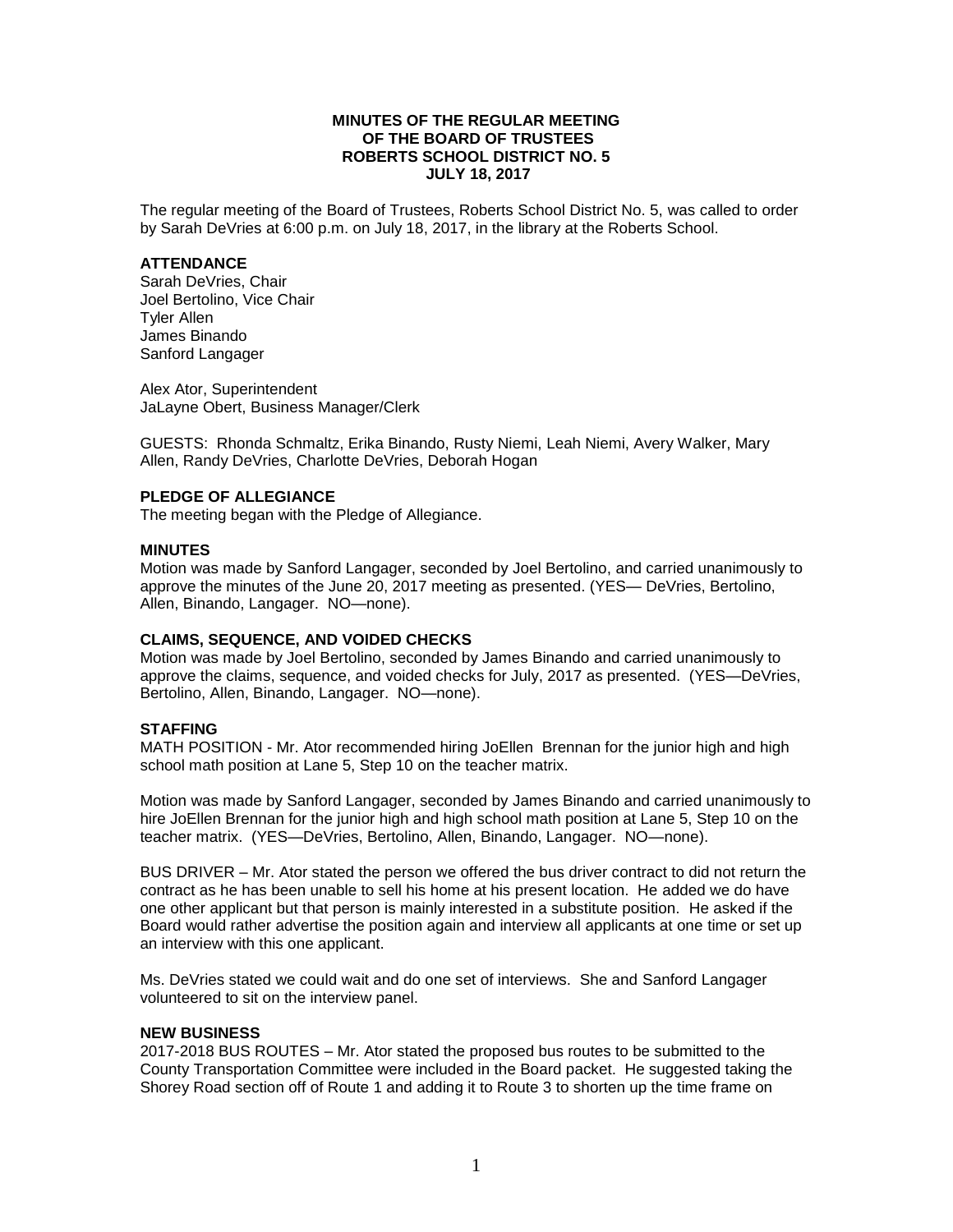**MINUTES OF THE REGULAR MEETING**
**OF THE BOARD OF TRUSTEES**
**ROBERTS SCHOOL DISTRICT NO. 5**
**JULY 18, 2017**

The regular meeting of the Board of Trustees, Roberts School District No. 5, was called to order by Sarah DeVries at 6:00 p.m. on July 18, 2017, in the library at the Roberts School.

**ATTENDANCE**

Sarah DeVries, Chair
Joel Bertolino, Vice Chair
Tyler Allen
James Binando
Sanford Langager

Alex Ator, Superintendent
JaLayne Obert, Business Manager/Clerk

GUESTS: Rhonda Schmaltz, Erika Binando, Rusty Niemi, Leah Niemi, Avery Walker, Mary Allen, Randy DeVries, Charlotte DeVries, Deborah Hogan

**PLEDGE OF ALLEGIANCE**

The meeting began with the Pledge of Allegiance.

**MINUTES**

Motion was made by Sanford Langager, seconded by Joel Bertolino, and carried unanimously to approve the minutes of the June 20, 2017 meeting as presented. (YES— DeVries, Bertolino, Allen, Binando, Langager. NO—none).

**CLAIMS, SEQUENCE, AND VOIDED CHECKS**

Motion was made by Joel Bertolino, seconded by James Binando and carried unanimously to approve the claims, sequence, and voided checks for July, 2017 as presented. (YES—DeVries, Bertolino, Allen, Binando, Langager. NO—none).

**STAFFING**

MATH POSITION - Mr. Ator recommended hiring JoEllen Brennan for the junior high and high school math position at Lane 5, Step 10 on the teacher matrix.

Motion was made by Sanford Langager, seconded by James Binando and carried unanimously to hire JoEllen Brennan for the junior high and high school math position at Lane 5, Step 10 on the teacher matrix. (YES—DeVries, Bertolino, Allen, Binando, Langager. NO—none).

BUS DRIVER – Mr. Ator stated the person we offered the bus driver contract to did not return the contract as he has been unable to sell his home at his present location. He added we do have one other applicant but that person is mainly interested in a substitute position. He asked if the Board would rather advertise the position again and interview all applicants at one time or set up an interview with this one applicant.

Ms. DeVries stated we could wait and do one set of interviews. She and Sanford Langager volunteered to sit on the interview panel.

**NEW BUSINESS**

2017-2018 BUS ROUTES – Mr. Ator stated the proposed bus routes to be submitted to the County Transportation Committee were included in the Board packet. He suggested taking the Shorey Road section off of Route 1 and adding it to Route 3 to shorten up the time frame on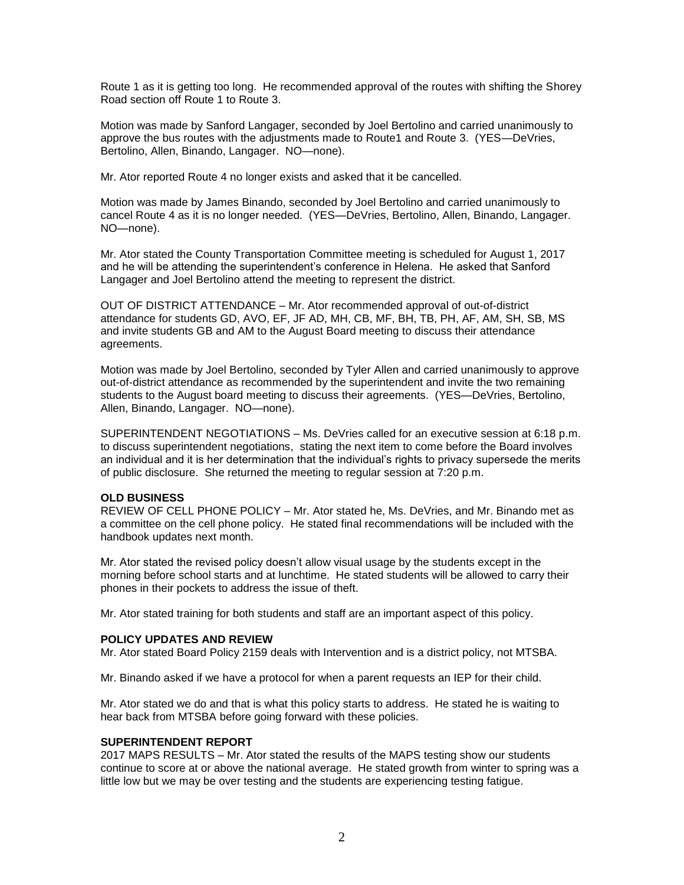Route 1 as it is getting too long. He recommended approval of the routes with shifting the Shorey Road section off Route 1 to Route 3.

Motion was made by Sanford Langager, seconded by Joel Bertolino and carried unanimously to approve the bus routes with the adjustments made to Route1 and Route 3. (YES—DeVries, Bertolino, Allen, Binando, Langager. NO—none).

Mr. Ator reported Route 4 no longer exists and asked that it be cancelled.

Motion was made by James Binando, seconded by Joel Bertolino and carried unanimously to cancel Route 4 as it is no longer needed. (YES—DeVries, Bertolino, Allen, Binando, Langager. NO—none).

Mr. Ator stated the County Transportation Committee meeting is scheduled for August 1, 2017 and he will be attending the superintendent's conference in Helena. He asked that Sanford Langager and Joel Bertolino attend the meeting to represent the district.

OUT OF DISTRICT ATTENDANCE – Mr. Ator recommended approval of out-of-district attendance for students GD, AVO, EF, JF AD, MH, CB, MF, BH, TB, PH, AF, AM, SH, SB, MS and invite students GB and AM to the August Board meeting to discuss their attendance agreements.

Motion was made by Joel Bertolino, seconded by Tyler Allen and carried unanimously to approve out-of-district attendance as recommended by the superintendent and invite the two remaining students to the August board meeting to discuss their agreements. (YES—DeVries, Bertolino, Allen, Binando, Langager. NO—none).

SUPERINTENDENT NEGOTIATIONS – Ms. DeVries called for an executive session at 6:18 p.m. to discuss superintendent negotiations, stating the next item to come before the Board involves an individual and it is her determination that the individual's rights to privacy supersede the merits of public disclosure. She returned the meeting to regular session at 7:20 p.m.

**OLD BUSINESS**

REVIEW OF CELL PHONE POLICY – Mr. Ator stated he, Ms. DeVries, and Mr. Binando met as a committee on the cell phone policy. He stated final recommendations will be included with the handbook updates next month.

Mr. Ator stated the revised policy doesn't allow visual usage by the students except in the morning before school starts and at lunchtime. He stated students will be allowed to carry their phones in their pockets to address the issue of theft.

Mr. Ator stated training for both students and staff are an important aspect of this policy.

**POLICY UPDATES AND REVIEW**

Mr. Ator stated Board Policy 2159 deals with Intervention and is a district policy, not MTSBA.

Mr. Binando asked if we have a protocol for when a parent requests an IEP for their child.

Mr. Ator stated we do and that is what this policy starts to address. He stated he is waiting to hear back from MTSBA before going forward with these policies.

**SUPERINTENDENT REPORT**

2017 MAPS RESULTS – Mr. Ator stated the results of the MAPS testing show our students continue to score at or above the national average. He stated growth from winter to spring was a little low but we may be over testing and the students are experiencing testing fatigue.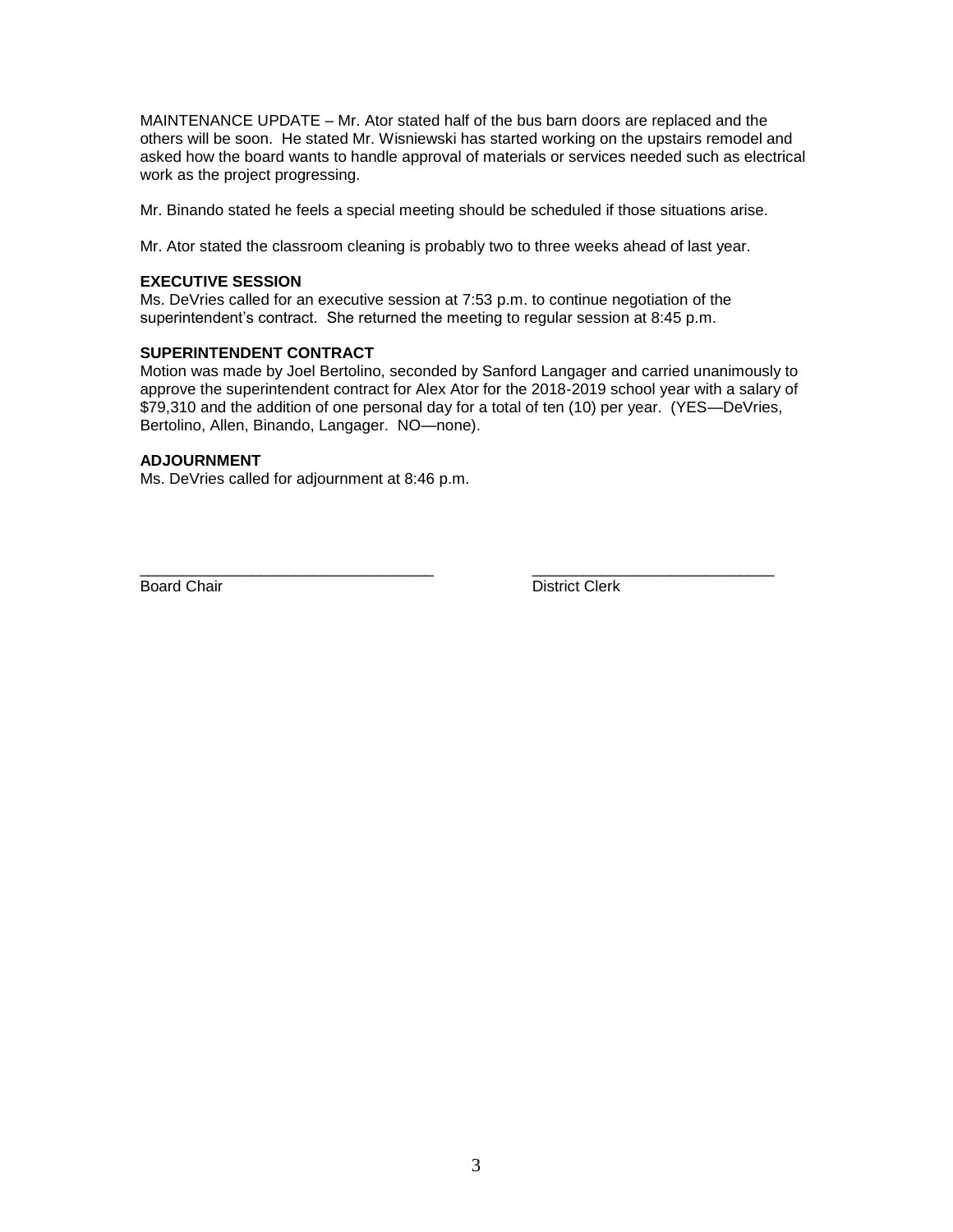MAINTENANCE UPDATE – Mr. Ator stated half of the bus barn doors are replaced and the others will be soon. He stated Mr. Wisniewski has started working on the upstairs remodel and asked how the board wants to handle approval of materials or services needed such as electrical work as the project progressing.

Mr. Binando stated he feels a special meeting should be scheduled if those situations arise.

Mr. Ator stated the classroom cleaning is probably two to three weeks ahead of last year.

**EXECUTIVE SESSION**
Ms. DeVries called for an executive session at 7:53 p.m. to continue negotiation of the superintendent's contract. She returned the meeting to regular session at 8:45 p.m.

**SUPERINTENDENT CONTRACT**
Motion was made by Joel Bertolino, seconded by Sanford Langager and carried unanimously to approve the superintendent contract for Alex Ator for the 2018-2019 school year with a salary of $79,310 and the addition of one personal day for a total of ten (10) per year. (YES—DeVries, Bertolino, Allen, Binando, Langager. NO—none).

**ADJOURNMENT**
Ms. DeVries called for adjournment at 8:46 p.m.

___________________________________ ____________________________
Board Chair District Clerk